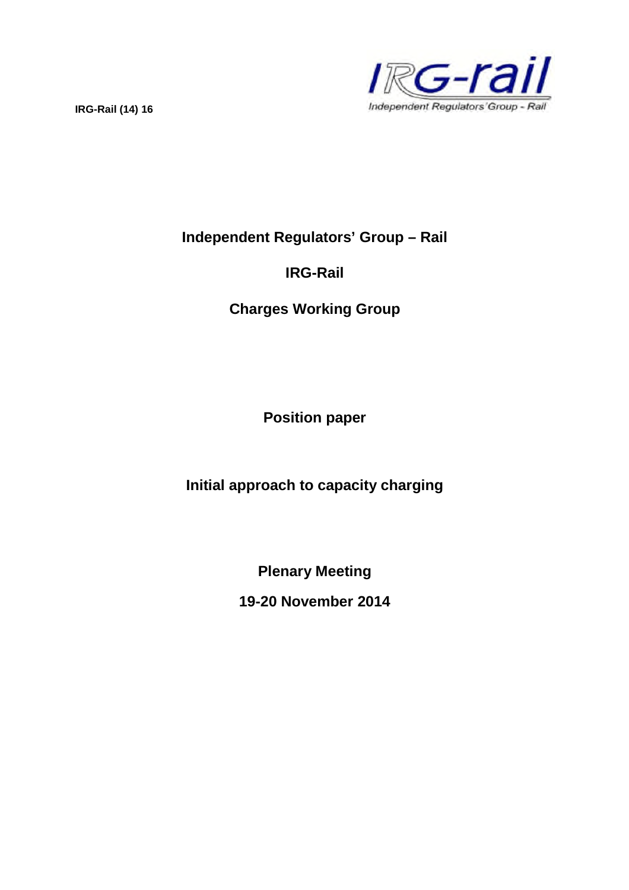IRG-Rail (14) 16

IRG-rail

Independent Regulators' Group - Rail

# Independent Regulators' Group – Rail

## IRG-Rail

## Charges Working Group

## Position paper

## Initial approach to capacity charging

**Plenary Meeting**

**19-20 November 2014**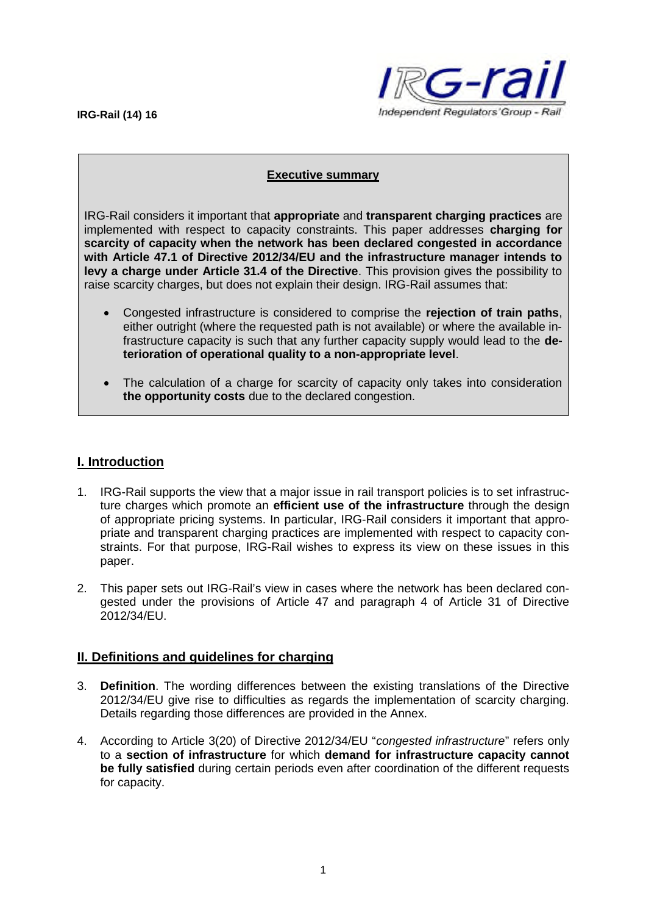IRG-Rail (14) 16

## Executive summary

IRG-Rail considers it important that **appropriate** and **transparent charging practices** are implemented with respect to capacity constraints. This paper addresses **charging for scarcity of capacity when the network has been declared congested in accordance with Article 47.1 of Directive 2012/34/EU and the infrastructure manager intends to levy a charge under Article 31.4 of the Directive**. This provision gives the possibility to raise scarcity charges, but does not explain their design. IRG-Rail assumes that:

- Congested infrastructure is considered to comprise the **rejection of train paths**, either outright (where the requested path is not available) or where the available infrastructure capacity is such that any further capacity supply would lead to the **deterioration of operational quality to a non-appropriate level**.
- The calculation of a charge for scarcity of capacity only takes into consideration **the opportunity costs** due to the declared congestion.

## I. Introduction

1. IRG-Rail supports the view that a major issue in rail transport policies is to set infrastructure charges which promote an **efficient use of the infrastructure** through the design of appropriate pricing systems. In particular, IRG-Rail considers it important that appropriate and transparent charging practices are implemented with respect to capacity constraints. For that purpose, IRG-Rail wishes to express its view on these issues in this paper.

2. This paper sets out IRG-Rail's view in cases where the network has been declared congested under the provisions of Article 47 and paragraph 4 of Article 31 of Directive 2012/34/EU.

## II. Definitions and guidelines for charging

3. **Definition**. The wording differences between the existing translations of the Directive 2012/34/EU give rise to difficulties as regards the implementation of scarcity charging. Details regarding those differences are provided in the Annex.

4. According to Article 3(20) of Directive 2012/34/EU "*congested infrastructure*" refers only to a **section of infrastructure** for which **demand for infrastructure capacity cannot be fully satisfied** during certain periods even after coordination of the different requests for capacity.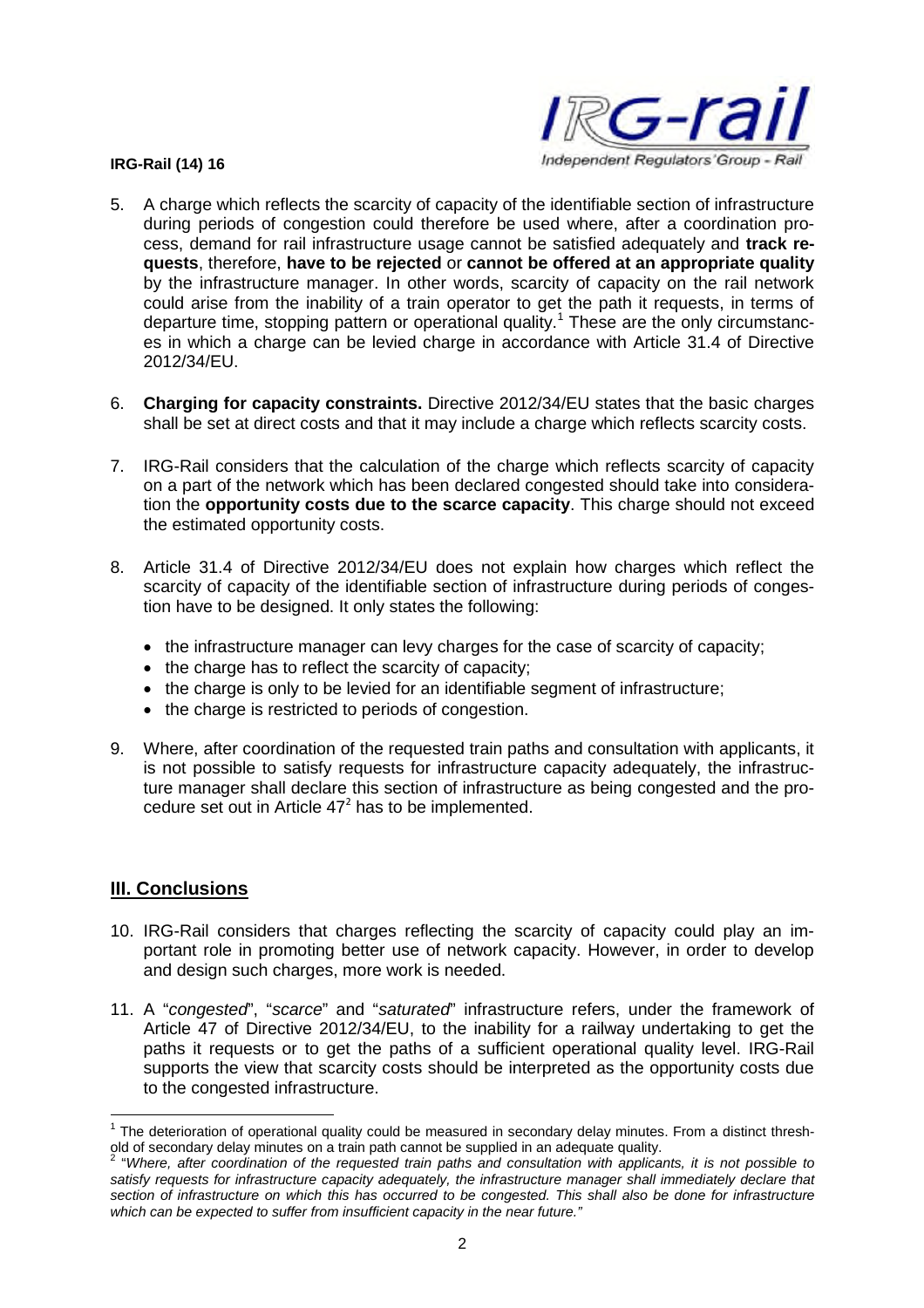5. A charge which reflects the scarcity of capacity of the identifiable section of infrastructure during periods of congestion could therefore be used where, after a coordination process, demand for rail infrastructure usage cannot be satisfied adequately and **track requests**, therefore, **have to be rejected** or **cannot be offered at an appropriate quality** by the infrastructure manager. In other words, scarcity of capacity on the rail network could arise from the inability of a train operator to get the path it requests, in terms of departure time, stopping pattern or operational quality.[1] These are the only circumstances in which a charge can be levied charge in accordance with Article 31.4 of Directive 2012/34/EU.

6. **Charging for capacity constraints.** Directive 2012/34/EU states that the basic charges shall be set at direct costs and that it may include a charge which reflects scarcity costs.

7. IRG-Rail considers that the calculation of the charge which reflects scarcity of capacity on a part of the network which has been declared congested should take into consideration the **opportunity costs due to the scarce capacity**. This charge should not exceed the estimated opportunity costs.

8. Article 31.4 of Directive 2012/34/EU does not explain how charges which reflect the scarcity of capacity of the identifiable section of infrastructure during periods of congestion have to be designed. It only states the following:

   - the infrastructure manager can levy charges for the case of scarcity of capacity;
   - the charge has to reflect the scarcity of capacity;
   - the charge is only to be levied for an identifiable segment of infrastructure;
   - the charge is restricted to periods of congestion.

9. Where, after coordination of the requested train paths and consultation with applicants, it is not possible to satisfy requests for infrastructure capacity adequately, the infrastructure manager shall declare this section of infrastructure as being congested and the procedure set out in Article 47[2] has to be implemented.

## III. Conclusions

10. IRG-Rail considers that charges reflecting the scarcity of capacity could play an important role in promoting better use of network capacity. However, in order to develop and design such charges, more work is needed.

11. A "*congested*", "*scarce*" and "*saturated*" infrastructure refers, under the framework of Article 47 of Directive 2012/34/EU, to the inability for a railway undertaking to get the paths it requests or to get the paths of a sufficient operational quality level. IRG-Rail supports the view that scarcity costs should be interpreted as the opportunity costs due to the congested infrastructure.

---

[1] The deterioration of operational quality could be measured in secondary delay minutes. From a distinct threshold of secondary delay minutes on a train path cannot be supplied in an adequate quality.

[2] "*Where, after coordination of the requested train paths and consultation with applicants, it is not possible to satisfy requests for infrastructure capacity adequately, the infrastructure manager shall immediately declare that section of infrastructure on which this has occurred to be congested. This shall also be done for infrastructure which can be expected to suffer from insufficient capacity in the near future.*"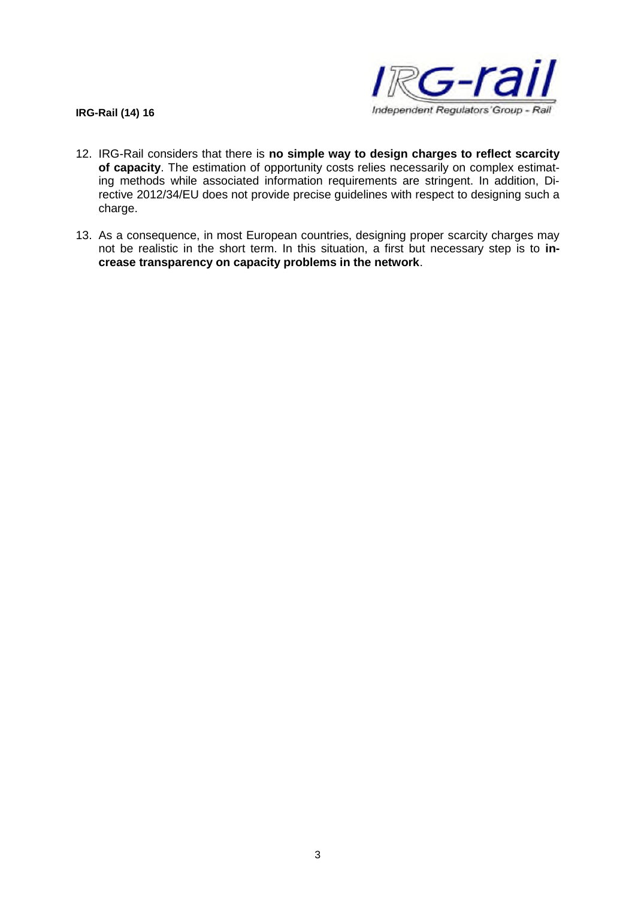12. IRG-Rail considers that there is **no simple way to design charges to reflect scarcity of capacity**. The estimation of opportunity costs relies necessarily on complex estimating methods while associated information requirements are stringent. In addition, Directive 2012/34/EU does not provide precise guidelines with respect to designing such a charge.

13. As a consequence, in most European countries, designing proper scarcity charges may not be realistic in the short term. In this situation, a first but necessary step is to **increase transparency on capacity problems in the network**.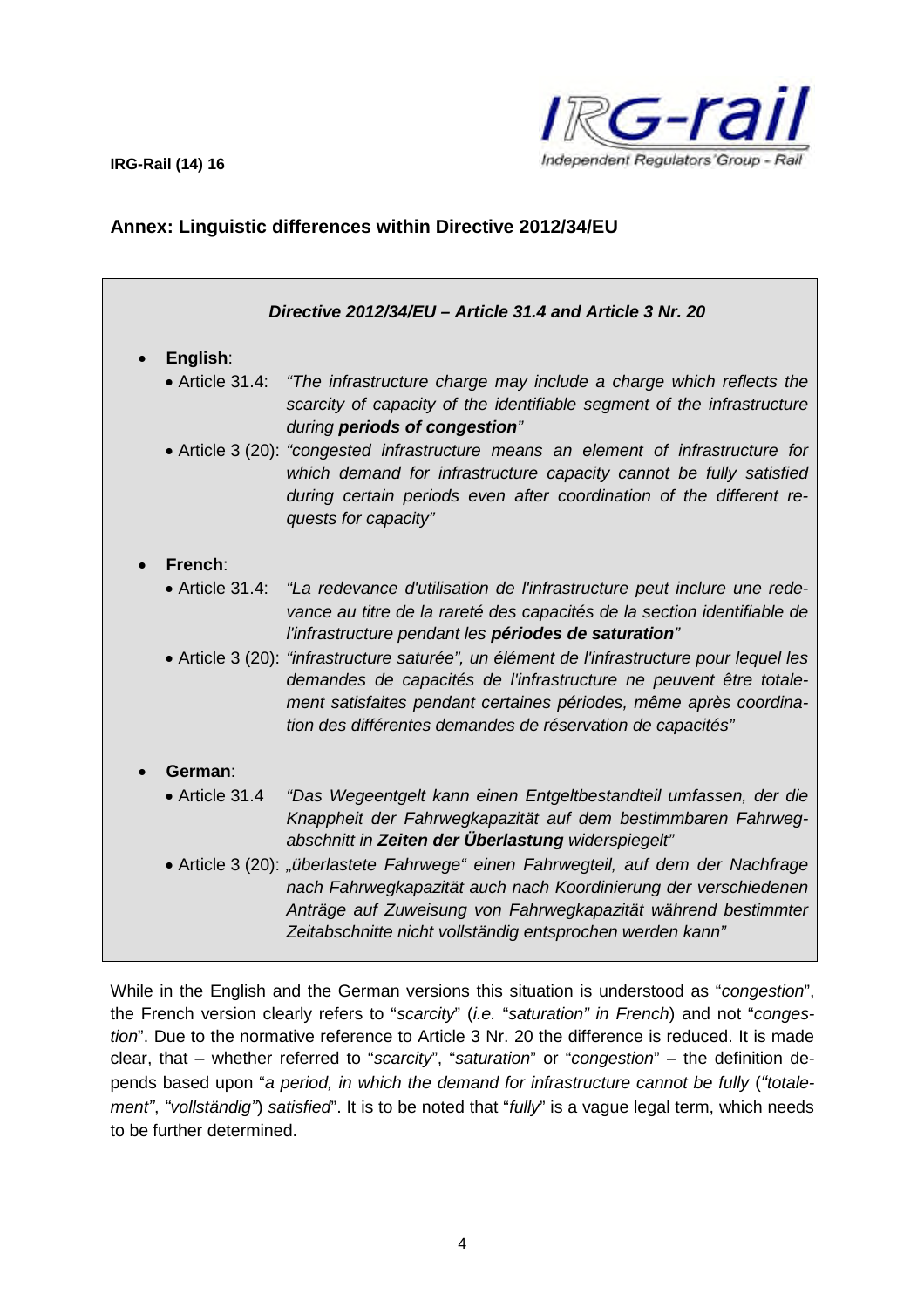## Annex: Linguistic differences within Directive 2012/34/EU

***Directive 2012/34/EU – Article 31.4 and Article 3 Nr. 20***

- **English**:
  - Article 31.4: *"The infrastructure charge may include a charge which reflects the scarcity of capacity of the identifiable segment of the infrastructure during **periods of congestion**"*
  - Article 3 (20): *"congested infrastructure means an element of infrastructure for which demand for infrastructure capacity cannot be fully satisfied during certain periods even after coordination of the different requests for capacity"*

- **French**:
  - Article 31.4: *"La redevance d'utilisation de l'infrastructure peut inclure une redevance au titre de la rareté des capacités de la section identifiable de l'infrastructure pendant les **périodes de saturation**"*
  - Article 3 (20): *"infrastructure saturée", un élément de l'infrastructure pour lequel les demandes de capacités de l'infrastructure ne peuvent être totalement satisfaites pendant certaines périodes, même après coordination des différentes demandes de réservation de capacités"*

- **German**:
  - Article 31.4 *"Das Wegeentgelt kann einen Entgeltbestandteil umfassen, der die Knappheit der Fahrwegkapazität auf dem bestimmbaren Fahrwegabschnitt in **Zeiten der Überlastung** widerspiegelt"*
  - Article 3 (20): *„überlastete Fahrwege" einen Fahrwegteil, auf dem der Nachfrage nach Fahrwegkapazität auch nach Koordinierung der verschiedenen Anträge auf Zuweisung von Fahrwegkapazität während bestimmter Zeitabschnitte nicht vollständig entsprochen werden kann"*

While in the English and the German versions this situation is understood as "*congestion*", the French version clearly refers to "*scarcity*" (*i.e.* "*saturation" in French*) and not "*congestion*". Due to the normative reference to Article 3 Nr. 20 the difference is reduced. It is made clear, that – whether referred to "*scarcity*", "*saturation*" or "*congestion*" – the definition depends based upon "*a period, in which the demand for infrastructure cannot be fully* (*"totalement"*, *"vollständig"*) *satisfied*". It is to be noted that "*fully*" is a vague legal term, which needs to be further determined.